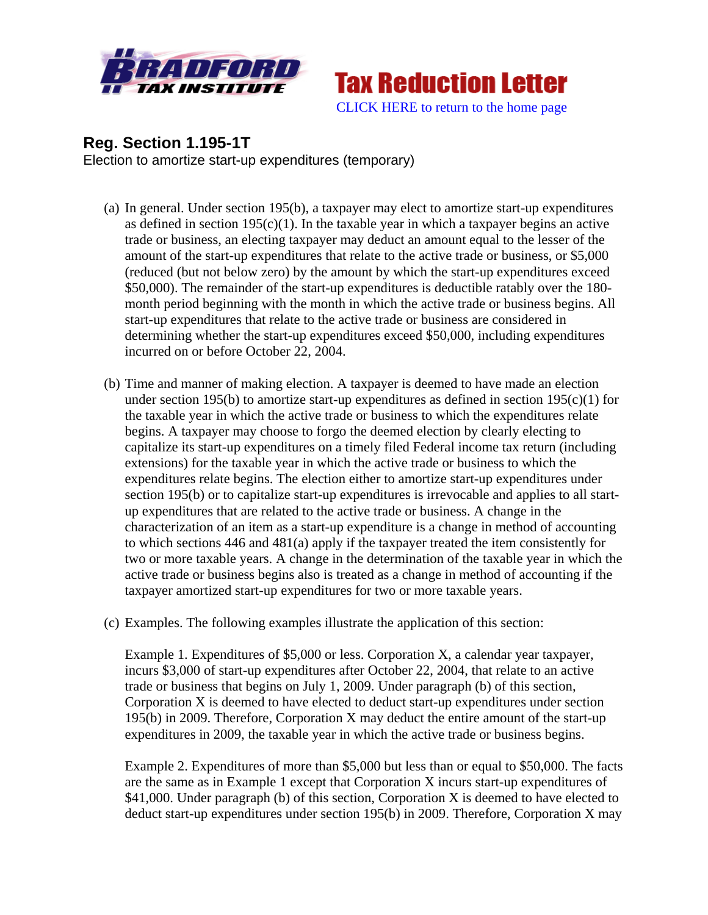Bradford Tax Institute

Tax Reduction Letter

CLICK HERE to return to the home page

## Reg. Section 1.195-1T

Election to amortize start-up expenditures (temporary)

(a) In general. Under section 195(b), a taxpayer may elect to amortize start-up expenditures as defined in section 195(c)(1). In the taxable year in which a taxpayer begins an active trade or business, an electing taxpayer may deduct an amount equal to the lesser of the amount of the start-up expenditures that relate to the active trade or business, or $5,000 (reduced (but not below zero) by the amount by which the start-up expenditures exceed $50,000). The remainder of the start-up expenditures is deductible ratably over the 180-month period beginning with the month in which the active trade or business begins. All start-up expenditures that relate to the active trade or business are considered in determining whether the start-up expenditures exceed $50,000, including expenditures incurred on or before October 22, 2004.

(b) Time and manner of making election. A taxpayer is deemed to have made an election under section 195(b) to amortize start-up expenditures as defined in section 195(c)(1) for the taxable year in which the active trade or business to which the expenditures relate begins. A taxpayer may choose to forgo the deemed election by clearly electing to capitalize its start-up expenditures on a timely filed Federal income tax return (including extensions) for the taxable year in which the active trade or business to which the expenditures relate begins. The election either to amortize start-up expenditures under section 195(b) or to capitalize start-up expenditures is irrevocable and applies to all start-up expenditures that are related to the active trade or business. A change in the characterization of an item as a start-up expenditure is a change in method of accounting to which sections 446 and 481(a) apply if the taxpayer treated the item consistently for two or more taxable years. A change in the determination of the taxable year in which the active trade or business begins also is treated as a change in method of accounting if the taxpayer amortized start-up expenditures for two or more taxable years.

(c) Examples. The following examples illustrate the application of this section:

Example 1. Expenditures of $5,000 or less. Corporation X, a calendar year taxpayer, incurs $3,000 of start-up expenditures after October 22, 2004, that relate to an active trade or business that begins on July 1, 2009. Under paragraph (b) of this section, Corporation X is deemed to have elected to deduct start-up expenditures under section 195(b) in 2009. Therefore, Corporation X may deduct the entire amount of the start-up expenditures in 2009, the taxable year in which the active trade or business begins.

Example 2. Expenditures of more than $5,000 but less than or equal to $50,000. The facts are the same as in Example 1 except that Corporation X incurs start-up expenditures of $41,000. Under paragraph (b) of this section, Corporation X is deemed to have elected to deduct start-up expenditures under section 195(b) in 2009. Therefore, Corporation X may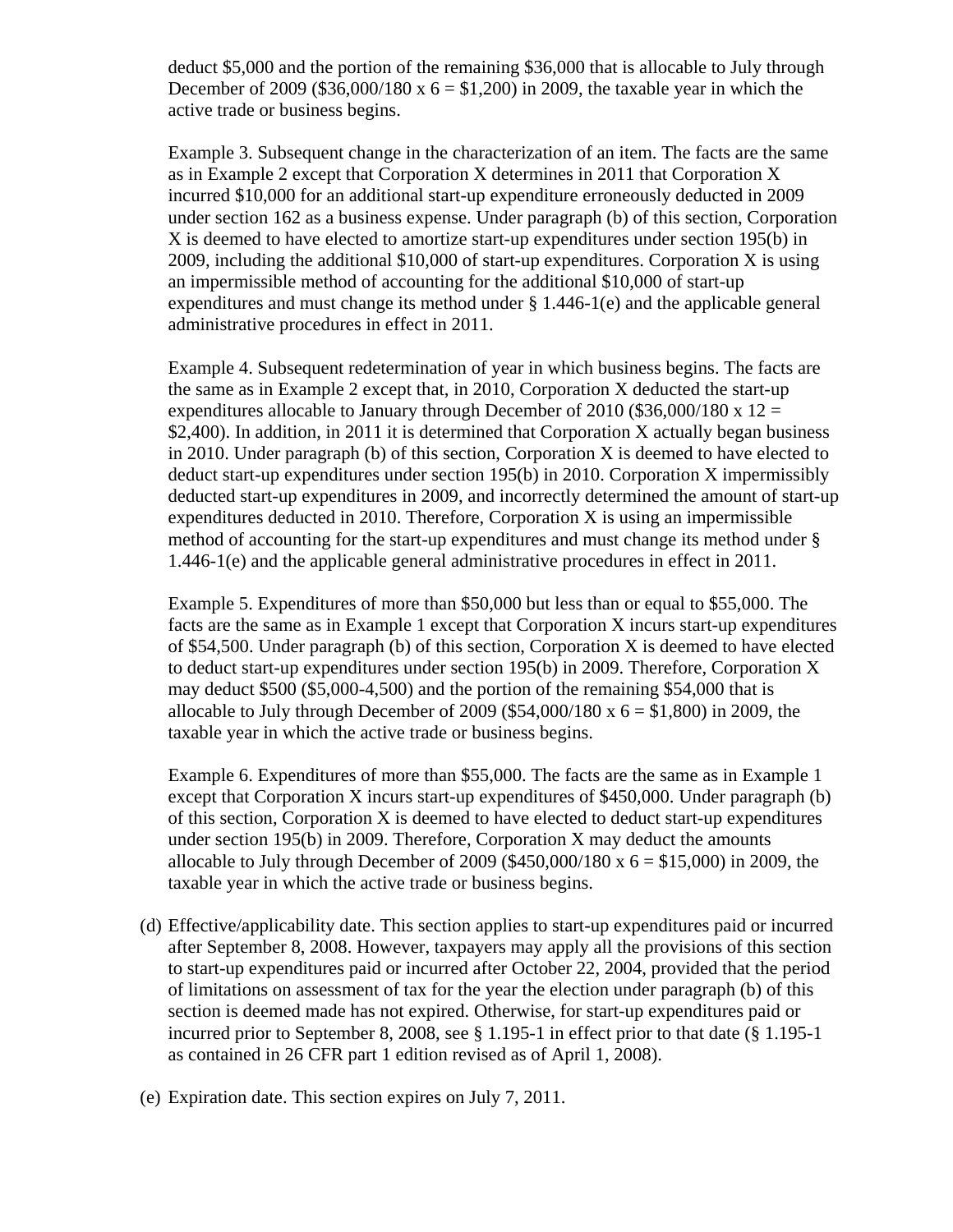deduct \$5,000 and the portion of the remaining \$36,000 that is allocable to July through December of 2009 (\$36,000/180 x 6 = \$1,200) in 2009, the taxable year in which the active trade or business begins.

Example 3. Subsequent change in the characterization of an item. The facts are the same as in Example 2 except that Corporation X determines in 2011 that Corporation X incurred \$10,000 for an additional start-up expenditure erroneously deducted in 2009 under section 162 as a business expense. Under paragraph (b) of this section, Corporation X is deemed to have elected to amortize start-up expenditures under section 195(b) in 2009, including the additional \$10,000 of start-up expenditures. Corporation X is using an impermissible method of accounting for the additional \$10,000 of start-up expenditures and must change its method under § 1.446-1(e) and the applicable general administrative procedures in effect in 2011.

Example 4. Subsequent redetermination of year in which business begins. The facts are the same as in Example 2 except that, in 2010, Corporation X deducted the start-up expenditures allocable to January through December of 2010 (\$36,000/180 x 12 = \$2,400). In addition, in 2011 it is determined that Corporation X actually began business in 2010. Under paragraph (b) of this section, Corporation X is deemed to have elected to deduct start-up expenditures under section 195(b) in 2010. Corporation X impermissibly deducted start-up expenditures in 2009, and incorrectly determined the amount of start-up expenditures deducted in 2010. Therefore, Corporation X is using an impermissible method of accounting for the start-up expenditures and must change its method under § 1.446-1(e) and the applicable general administrative procedures in effect in 2011.

Example 5. Expenditures of more than \$50,000 but less than or equal to \$55,000. The facts are the same as in Example 1 except that Corporation X incurs start-up expenditures of \$54,500. Under paragraph (b) of this section, Corporation X is deemed to have elected to deduct start-up expenditures under section 195(b) in 2009. Therefore, Corporation X may deduct \$500 (\$5,000-4,500) and the portion of the remaining \$54,000 that is allocable to July through December of 2009 (\$54,000/180 x 6 = \$1,800) in 2009, the taxable year in which the active trade or business begins.

Example 6. Expenditures of more than \$55,000. The facts are the same as in Example 1 except that Corporation X incurs start-up expenditures of \$450,000. Under paragraph (b) of this section, Corporation X is deemed to have elected to deduct start-up expenditures under section 195(b) in 2009. Therefore, Corporation X may deduct the amounts allocable to July through December of 2009 (\$450,000/180 x 6 = \$15,000) in 2009, the taxable year in which the active trade or business begins.

(d) Effective/applicability date. This section applies to start-up expenditures paid or incurred after September 8, 2008. However, taxpayers may apply all the provisions of this section to start-up expenditures paid or incurred after October 22, 2004, provided that the period of limitations on assessment of tax for the year the election under paragraph (b) of this section is deemed made has not expired. Otherwise, for start-up expenditures paid or incurred prior to September 8, 2008, see § 1.195-1 in effect prior to that date (§ 1.195-1 as contained in 26 CFR part 1 edition revised as of April 1, 2008).

(e) Expiration date. This section expires on July 7, 2011.